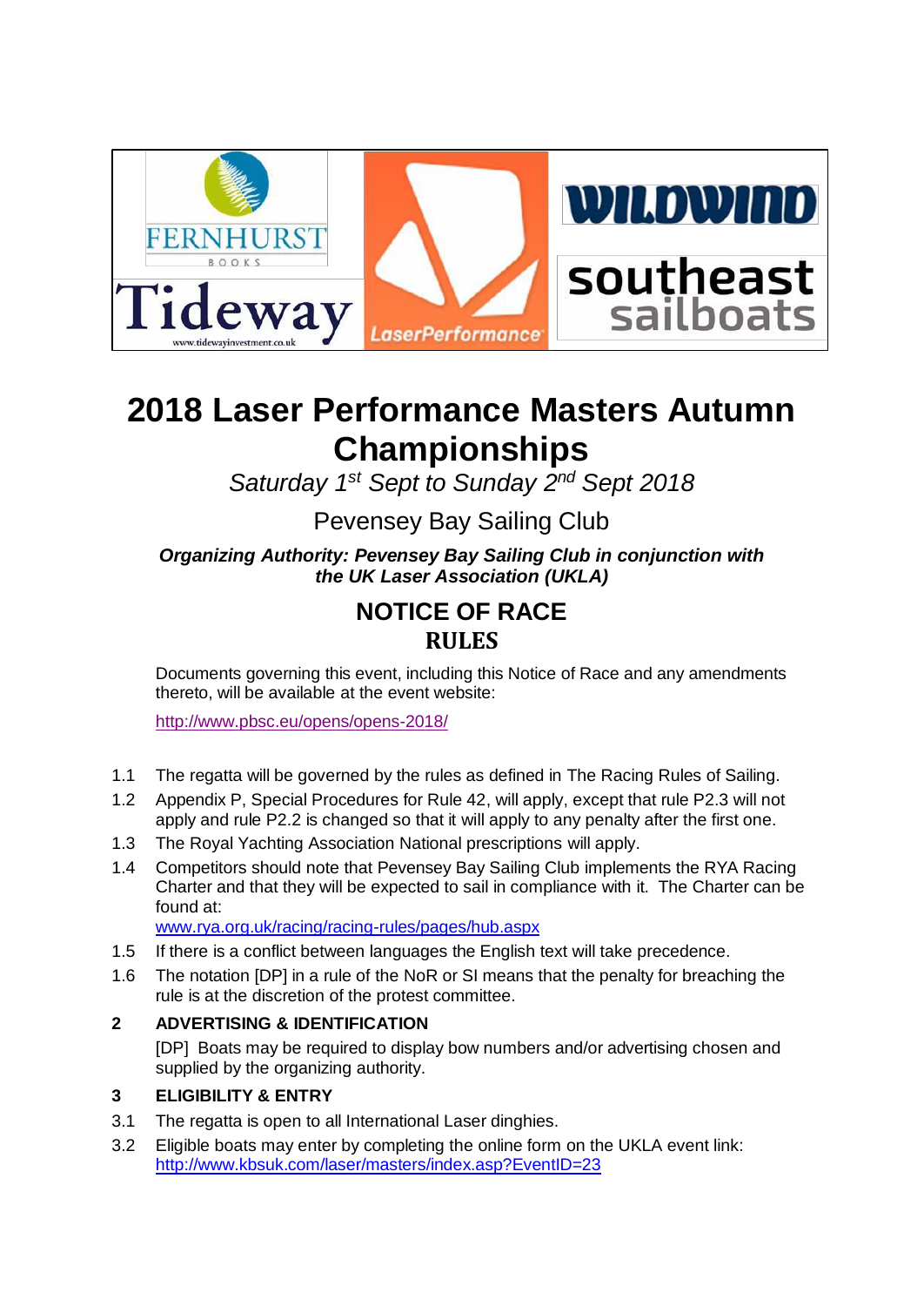# 2018 Laser Performance Masters Autumn Championships

*Saturday 1st Sept to Sunday 2nd Sept 2018*

Pevensey Bay Sailing Club

***Organizing Authority: Pevensey Bay Sailing Club in conjunction with the UK Laser Association (UKLA)***

## NOTICE OF RACE

## RULES

Documents governing this event, including this Notice of Race and any amendments thereto, will be available at the event website:

http://www.pbsc.eu/opens/opens-2018/

1.1 The regatta will be governed by the rules as defined in The Racing Rules of Sailing.

1.2 Appendix P, Special Procedures for Rule 42, will apply, except that rule P2.3 will not apply and rule P2.2 is changed so that it will apply to any penalty after the first one.

1.3 The Royal Yachting Association National prescriptions will apply.

1.4 Competitors should note that Pevensey Bay Sailing Club implements the RYA Racing Charter and that they will be expected to sail in compliance with it. The Charter can be found at:
www.rya.org.uk/racing/racing-rules/pages/hub.aspx

1.5 If there is a conflict between languages the English text will take precedence.

1.6 The notation [DP] in a rule of the NoR or SI means that the penalty for breaching the rule is at the discretion of the protest committee.

**2 ADVERTISING & IDENTIFICATION**

[DP] Boats may be required to display bow numbers and/or advertising chosen and supplied by the organizing authority.

**3 ELIGIBILITY & ENTRY**

3.1 The regatta is open to all International Laser dinghies.

3.2 Eligible boats may enter by completing the online form on the UKLA event link:
http://www.kbsuk.com/laser/masters/index.asp?EventID=23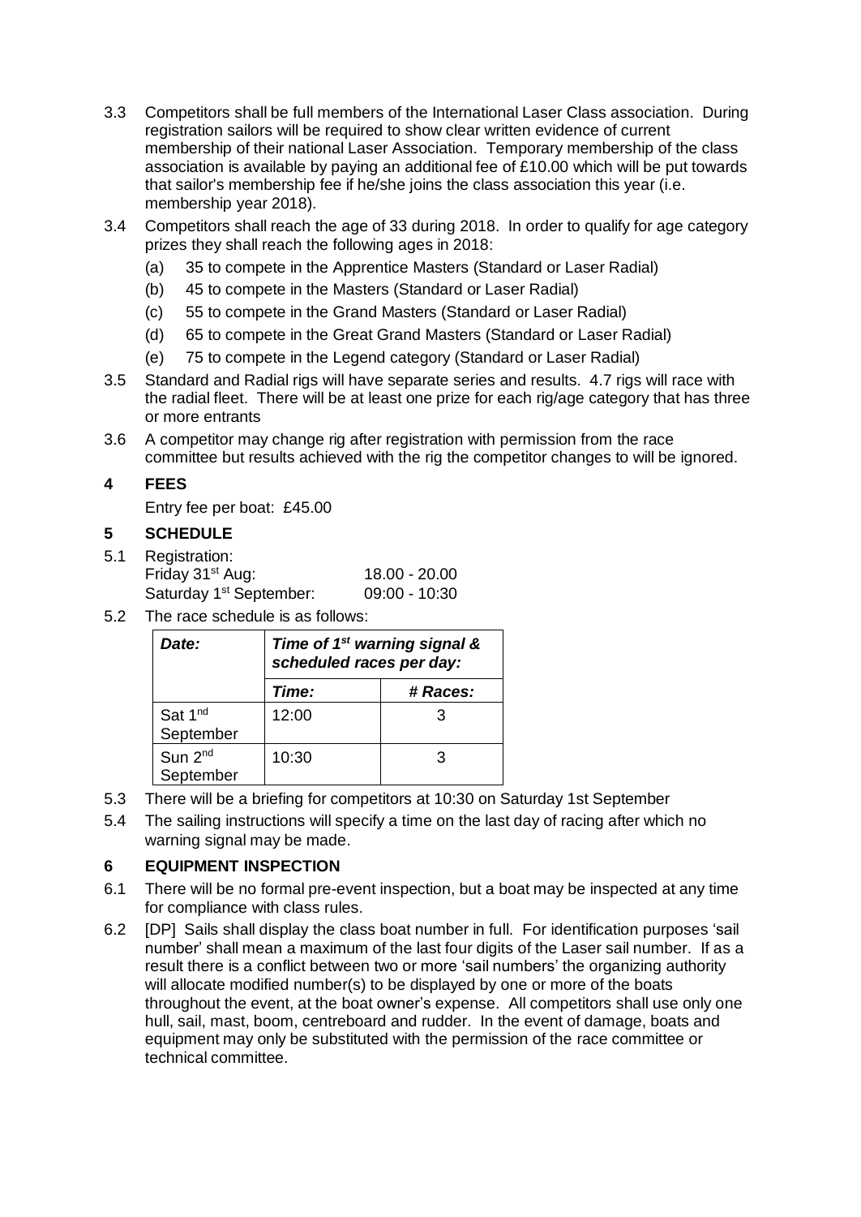3.3 Competitors shall be full members of the International Laser Class association. During registration sailors will be required to show clear written evidence of current membership of their national Laser Association. Temporary membership of the class association is available by paying an additional fee of £10.00 which will be put towards that sailor's membership fee if he/she joins the class association this year (i.e. membership year 2018).

3.4 Competitors shall reach the age of 33 during 2018. In order to qualify for age category prizes they shall reach the following ages in 2018:

- (a) 35 to compete in the Apprentice Masters (Standard or Laser Radial)
- (b) 45 to compete in the Masters (Standard or Laser Radial)
- (c) 55 to compete in the Grand Masters (Standard or Laser Radial)
- (d) 65 to compete in the Great Grand Masters (Standard or Laser Radial)
- (e) 75 to compete in the Legend category (Standard or Laser Radial)

3.5 Standard and Radial rigs will have separate series and results. 4.7 rigs will race with the radial fleet. There will be at least one prize for each rig/age category that has three or more entrants

3.6 A competitor may change rig after registration with permission from the race committee but results achieved with the rig the competitor changes to will be ignored.

## 4 FEES

Entry fee per boat: £45.00

## 5 SCHEDULE

5.1 Registration:

Friday 31st Aug: 18.00 - 20.00
Saturday 1st September: 09:00 - 10:30

5.2 The race schedule is as follows:

| *Date:* | *Time of 1st warning signal & scheduled races per day:* | |
|---|---|---|
| | *Time:* | *# Races:* |
| Sat 1nd September | 12:00 | 3 |
| Sun 2nd September | 10:30 | 3 |

5.3 There will be a briefing for competitors at 10:30 on Saturday 1st September

5.4 The sailing instructions will specify a time on the last day of racing after which no warning signal may be made.

## 6 EQUIPMENT INSPECTION

6.1 There will be no formal pre-event inspection, but a boat may be inspected at any time for compliance with class rules.

6.2 [DP] Sails shall display the class boat number in full. For identification purposes 'sail number' shall mean a maximum of the last four digits of the Laser sail number. If as a result there is a conflict between two or more 'sail numbers' the organizing authority will allocate modified number(s) to be displayed by one or more of the boats throughout the event, at the boat owner's expense. All competitors shall use only one hull, sail, mast, boom, centreboard and rudder. In the event of damage, boats and equipment may only be substituted with the permission of the race committee or technical committee.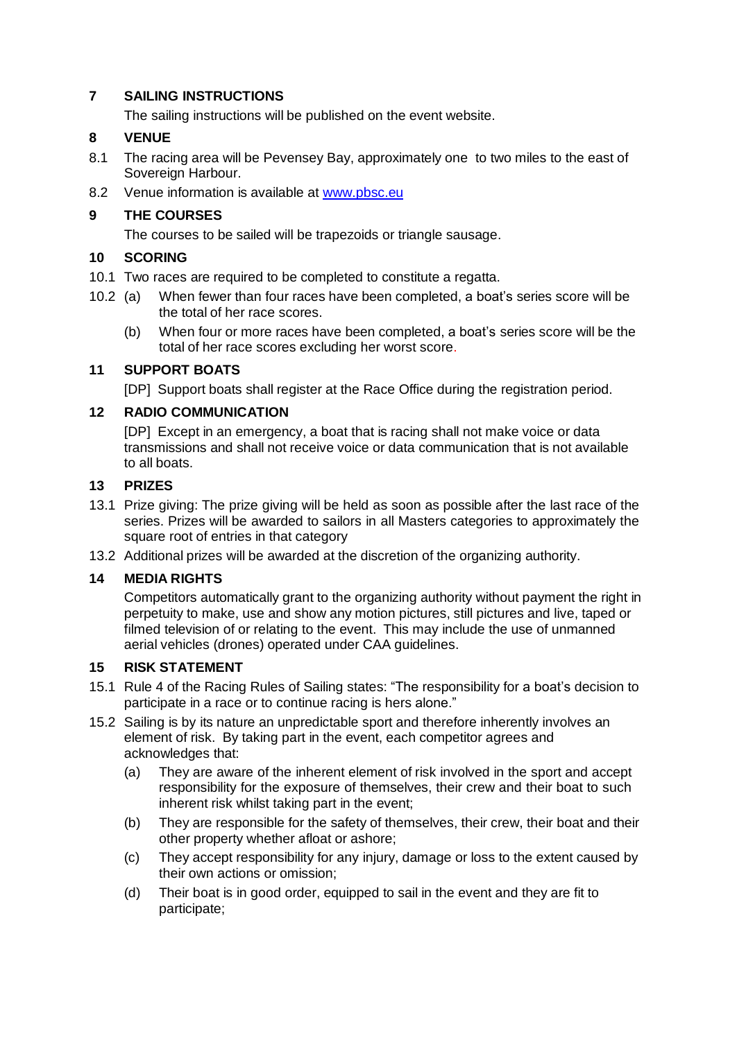## 7 SAILING INSTRUCTIONS

The sailing instructions will be published on the event website.

## 8 VENUE

8.1 The racing area will be Pevensey Bay, approximately one to two miles to the east of Sovereign Harbour.

8.2 Venue information is available at [www.pbsc.eu](http://www.pbsc.eu)

## 9 THE COURSES

The courses to be sailed will be trapezoids or triangle sausage.

## 10 SCORING

10.1 Two races are required to be completed to constitute a regatta.

10.2 (a) When fewer than four races have been completed, a boat's series score will be the total of her race scores.

(b) When four or more races have been completed, a boat's series score will be the total of her race scores excluding her worst score.

## 11 SUPPORT BOATS

[DP] Support boats shall register at the Race Office during the registration period.

## 12 RADIO COMMUNICATION

[DP] Except in an emergency, a boat that is racing shall not make voice or data transmissions and shall not receive voice or data communication that is not available to all boats.

## 13 PRIZES

13.1 Prize giving: The prize giving will be held as soon as possible after the last race of the series. Prizes will be awarded to sailors in all Masters categories to approximately the square root of entries in that category

13.2 Additional prizes will be awarded at the discretion of the organizing authority.

## 14 MEDIA RIGHTS

Competitors automatically grant to the organizing authority without payment the right in perpetuity to make, use and show any motion pictures, still pictures and live, taped or filmed television of or relating to the event. This may include the use of unmanned aerial vehicles (drones) operated under CAA guidelines.

## 15 RISK STATEMENT

15.1 Rule 4 of the Racing Rules of Sailing states: "The responsibility for a boat's decision to participate in a race or to continue racing is hers alone."

15.2 Sailing is by its nature an unpredictable sport and therefore inherently involves an element of risk. By taking part in the event, each competitor agrees and acknowledges that:

(a) They are aware of the inherent element of risk involved in the sport and accept responsibility for the exposure of themselves, their crew and their boat to such inherent risk whilst taking part in the event;

(b) They are responsible for the safety of themselves, their crew, their boat and their other property whether afloat or ashore;

(c) They accept responsibility for any injury, damage or loss to the extent caused by their own actions or omission;

(d) Their boat is in good order, equipped to sail in the event and they are fit to participate;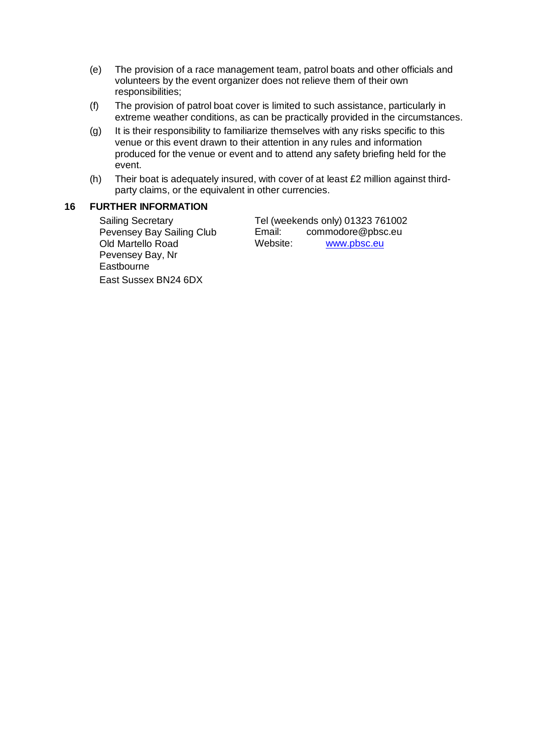(e) The provision of a race management team, patrol boats and other officials and volunteers by the event organizer does not relieve them of their own responsibilities;

(f) The provision of patrol boat cover is limited to such assistance, particularly in extreme weather conditions, as can be practically provided in the circumstances.

(g) It is their responsibility to familiarize themselves with any risks specific to this venue or this event drawn to their attention in any rules and information produced for the venue or event and to attend any safety briefing held for the event.

(h) Their boat is adequately insured, with cover of at least £2 million against third-party claims, or the equivalent in other currencies.

## 16 FURTHER INFORMATION

Sailing Secretary
Pevensey Bay Sailing Club
Old Martello Road
Pevensey Bay, Nr
Eastbourne
East Sussex BN24 6DX

Tel (weekends only) 01323 761002
Email: commodore@pbsc.eu
Website: [www.pbsc.eu](http://www.pbsc.eu)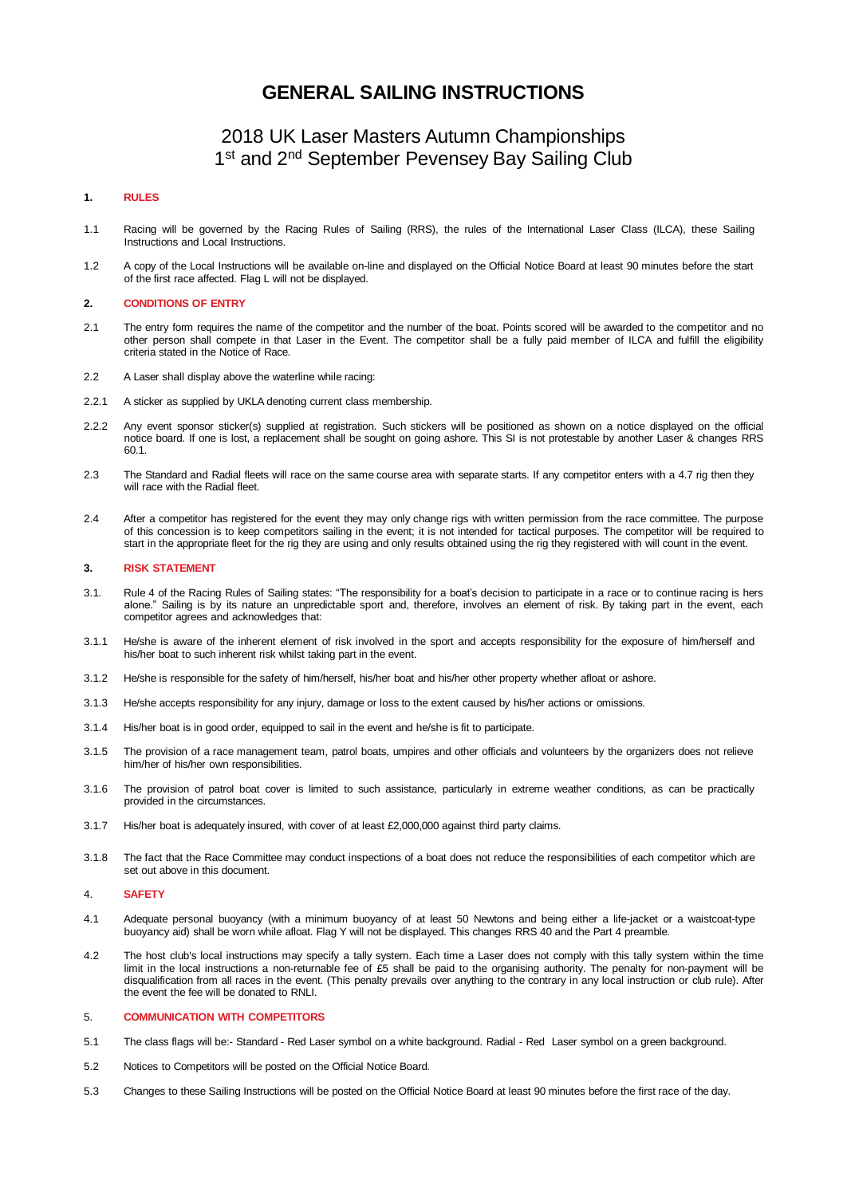# GENERAL SAILING INSTRUCTIONS

## 2018 UK Laser Masters Autumn Championships
## 1st and 2nd September Pevensey Bay Sailing Club

### 1. RULES

1.1 Racing will be governed by the Racing Rules of Sailing (RRS), the rules of the International Laser Class (ILCA), these Sailing Instructions and Local Instructions.

1.2 A copy of the Local Instructions will be available on-line and displayed on the Official Notice Board at least 90 minutes before the start of the first race affected. Flag L will not be displayed.

### 2. CONDITIONS OF ENTRY

2.1 The entry form requires the name of the competitor and the number of the boat. Points scored will be awarded to the competitor and no other person shall compete in that Laser in the Event. The competitor shall be a fully paid member of ILCA and fulfill the eligibility criteria stated in the Notice of Race.

2.2 A Laser shall display above the waterline while racing:

2.2.1 A sticker as supplied by UKLA denoting current class membership.

2.2.2 Any event sponsor sticker(s) supplied at registration. Such stickers will be positioned as shown on a notice displayed on the official notice board. If one is lost, a replacement shall be sought on going ashore. This SI is not protestable by another Laser & changes RRS 60.1.

2.3 The Standard and Radial fleets will race on the same course area with separate starts. If any competitor enters with a 4.7 rig then they will race with the Radial fleet.

2.4 After a competitor has registered for the event they may only change rigs with written permission from the race committee. The purpose of this concession is to keep competitors sailing in the event; it is not intended for tactical purposes. The competitor will be required to start in the appropriate fleet for the rig they are using and only results obtained using the rig they registered with will count in the event.

### 3. RISK STATEMENT

3.1. Rule 4 of the Racing Rules of Sailing states: "The responsibility for a boat's decision to participate in a race or to continue racing is hers alone." Sailing is by its nature an unpredictable sport and, therefore, involves an element of risk. By taking part in the event, each competitor agrees and acknowledges that:

3.1.1 He/she is aware of the inherent element of risk involved in the sport and accepts responsibility for the exposure of him/herself and his/her boat to such inherent risk whilst taking part in the event.

3.1.2 He/she is responsible for the safety of him/herself, his/her boat and his/her other property whether afloat or ashore.

3.1.3 He/she accepts responsibility for any injury, damage or loss to the extent caused by his/her actions or omissions.

3.1.4 His/her boat is in good order, equipped to sail in the event and he/she is fit to participate.

3.1.5 The provision of a race management team, patrol boats, umpires and other officials and volunteers by the organizers does not relieve him/her of his/her own responsibilities.

3.1.6 The provision of patrol boat cover is limited to such assistance, particularly in extreme weather conditions, as can be practically provided in the circumstances.

3.1.7 His/her boat is adequately insured, with cover of at least £2,000,000 against third party claims.

3.1.8 The fact that the Race Committee may conduct inspections of a boat does not reduce the responsibilities of each competitor which are set out above in this document.

### 4. SAFETY

4.1 Adequate personal buoyancy (with a minimum buoyancy of at least 50 Newtons and being either a life-jacket or a waistcoat-type buoyancy aid) shall be worn while afloat. Flag Y will not be displayed. This changes RRS 40 and the Part 4 preamble.

4.2 The host club's local instructions may specify a tally system. Each time a Laser does not comply with this tally system within the time limit in the local instructions a non-returnable fee of £5 shall be paid to the organising authority. The penalty for non-payment will be disqualification from all races in the event. (This penalty prevails over anything to the contrary in any local instruction or club rule). After the event the fee will be donated to RNLI.

### 5. COMMUNICATION WITH COMPETITORS

5.1 The class flags will be:- Standard - Red Laser symbol on a white background. Radial - Red Laser symbol on a green background.

5.2 Notices to Competitors will be posted on the Official Notice Board.

5.3 Changes to these Sailing Instructions will be posted on the Official Notice Board at least 90 minutes before the first race of the day.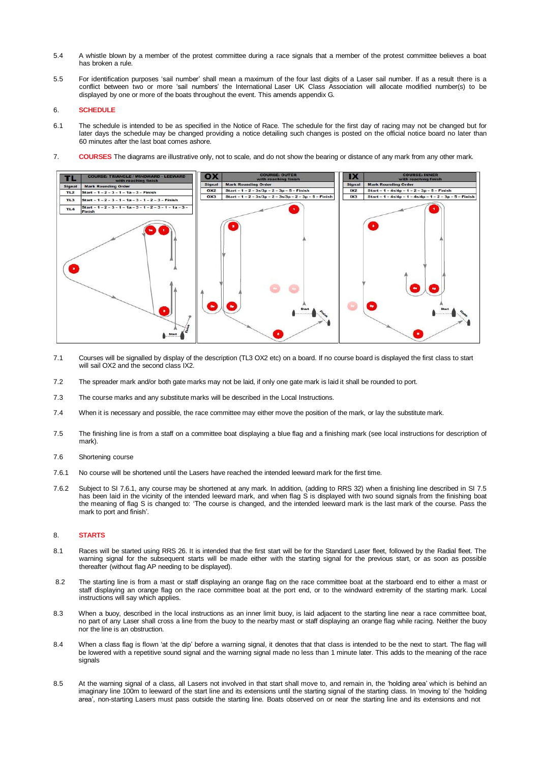5.4 A whistle blown by a member of the protest committee during a race signals that a member of the protest committee believes a boat has broken a rule.

5.5 For identification purposes 'sail number' shall mean a maximum of the four last digits of a Laser sail number. If as a result there is a conflict between two or more 'sail numbers' the International Laser UK Class Association will allocate modified number(s) to be displayed by one or more of the boats throughout the event. This amends appendix G.

## 6. SCHEDULE

6.1 The schedule is intended to be as specified in the Notice of Race. The schedule for the first day of racing may not be changed but for later days the schedule may be changed providing a notice detailing such changes is posted on the official notice board no later than 60 minutes after the last boat comes ashore.

## 7. COURSES

The diagrams are illustrative only, not to scale, and do not show the bearing or distance of any mark from any other mark.

**TL — COURSE: TRIANGLE / WINDWARD - LEEWARD with reaching finish**

| Signal | Mark Rounding Order |
|---|---|
| TL2 | Start – 1 – 2 – 3 – 1 – 1a – 3 – Finish |
| TL3 | Start – 1 – 2 – 3 – 1 – 1a – 3 – 1 – 2 – 3 – Finish |
| TL4 | Start – 1 – 2 – 3 – 1 – 1a – 3 – 1 – 2 – 3 – 1 – 1a – 3 – Finish |

**OX — COURSE: OUTER with reaching finish**

| Signal | Mark Rounding Order |
|---|---|
| OX2 | Start – 1 – 2 – 3s/3p – 2 – 3p – 5 – Finish |
| OX3 | Start – 1 – 2 – 3s/3p – 2 – 3s/3p – 2 – 3p – 5 – Finish |

**IX — COURSE: INNER with reaching finish**

| Signal | Mark Rounding Order |
|---|---|
| IX2 | Start – 1 – 4s/4p – 1 – 2 – 3p – 5 – Finish |
| IX3 | Start – 1 – 4s/4p – 1 – 4s/4p – 1 – 2 – 3p – 5 – Finish |

7.1 Courses will be signalled by display of the description (TL3 OX2 etc) on a board. If no course board is displayed the first class to start will sail OX2 and the second class IX2.

7.2 The spreader mark and/or both gate marks may not be laid, if only one gate mark is laid it shall be rounded to port.

7.3 The course marks and any substitute marks will be described in the Local Instructions.

7.4 When it is necessary and possible, the race committee may either move the position of the mark, or lay the substitute mark.

7.5 The finishing line is from a staff on a committee boat displaying a blue flag and a finishing mark (see local instructions for description of mark).

7.6 Shortening course

7.6.1 No course will be shortened until the Lasers have reached the intended leeward mark for the first time.

7.6.2 Subject to SI 7.6.1, any course may be shortened at any mark. In addition, (adding to RRS 32) when a finishing line described in SI 7.5 has been laid in the vicinity of the intended leeward mark, and when flag S is displayed with two sound signals from the finishing boat the meaning of flag S is changed to: 'The course is changed, and the intended leeward mark is the last mark of the course. Pass the mark to port and finish'.

## 8. STARTS

8.1 Races will be started using RRS 26. It is intended that the first start will be for the Standard Laser fleet, followed by the Radial fleet. The warning signal for the subsequent starts will be made either with the starting signal for the previous start, or as soon as possible thereafter (without flag AP needing to be displayed).

8.2 The starting line is from a mast or staff displaying an orange flag on the race committee boat at the starboard end to either a mast or staff displaying an orange flag on the race committee boat at the port end, or to the windward extremity of the starting mark. Local instructions will say which applies.

8.3 When a buoy, described in the local instructions as an inner limit buoy, is laid adjacent to the starting line near a race committee boat, no part of any Laser shall cross a line from the buoy to the nearby mast or staff displaying an orange flag while racing. Neither the buoy nor the line is an obstruction.

8.4 When a class flag is flown 'at the dip' before a warning signal, it denotes that that class is intended to be the next to start. The flag will be lowered with a repetitive sound signal and the warning signal made no less than 1 minute later. This adds to the meaning of the race signals

8.5 At the warning signal of a class, all Lasers not involved in that start shall move to, and remain in, the 'holding area' which is behind an imaginary line 100m to leeward of the start line and its extensions until the starting signal of the starting class. In 'moving to' the 'holding area', non-starting Lasers must pass outside the starting line. Boats observed on or near the starting line and its extensions and not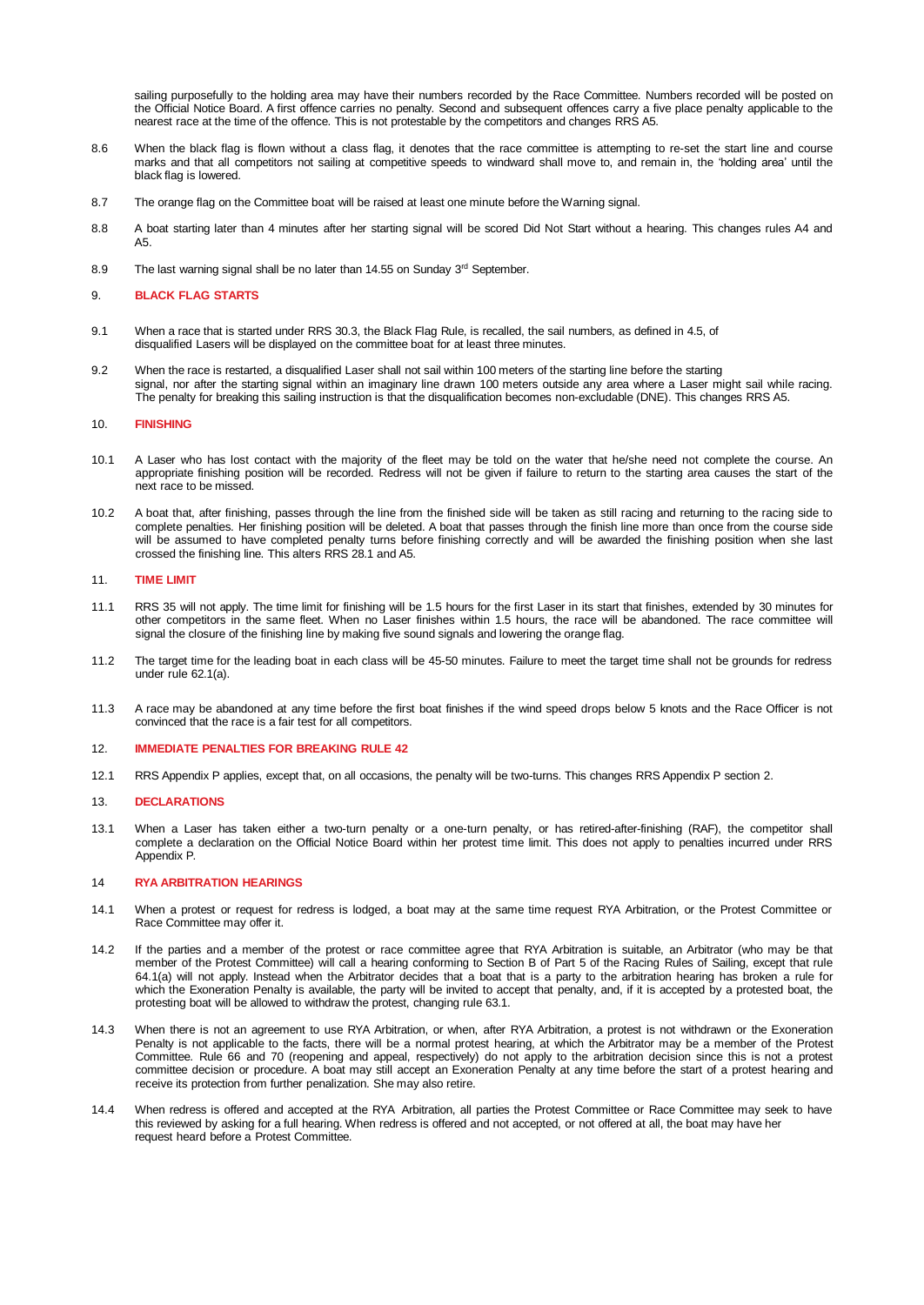sailing purposefully to the holding area may have their numbers recorded by the Race Committee. Numbers recorded will be posted on the Official Notice Board. A first offence carries no penalty. Second and subsequent offences carry a five place penalty applicable to the nearest race at the time of the offence. This is not protestable by the competitors and changes RRS A5.

8.6 When the black flag is flown without a class flag, it denotes that the race committee is attempting to re-set the start line and course marks and that all competitors not sailing at competitive speeds to windward shall move to, and remain in, the 'holding area' until the black flag is lowered.

8.7 The orange flag on the Committee boat will be raised at least one minute before the Warning signal.

8.8 A boat starting later than 4 minutes after her starting signal will be scored Did Not Start without a hearing. This changes rules A4 and A5.

8.9 The last warning signal shall be no later than 14.55 on Sunday 3rd September.

## 9. BLACK FLAG STARTS

9.1 When a race that is started under RRS 30.3, the Black Flag Rule, is recalled, the sail numbers, as defined in 4.5, of disqualified Lasers will be displayed on the committee boat for at least three minutes.

9.2 When the race is restarted, a disqualified Laser shall not sail within 100 meters of the starting line before the starting signal, nor after the starting signal within an imaginary line drawn 100 meters outside any area where a Laser might sail while racing. The penalty for breaking this sailing instruction is that the disqualification becomes non-excludable (DNE). This changes RRS A5.

## 10. FINISHING

10.1 A Laser who has lost contact with the majority of the fleet may be told on the water that he/she need not complete the course. An appropriate finishing position will be recorded. Redress will not be given if failure to return to the starting area causes the start of the next race to be missed.

10.2 A boat that, after finishing, passes through the line from the finished side will be taken as still racing and returning to the racing side to complete penalties. Her finishing position will be deleted. A boat that passes through the finish line more than once from the course side will be assumed to have completed penalty turns before finishing correctly and will be awarded the finishing position when she last crossed the finishing line. This alters RRS 28.1 and A5.

## 11. TIME LIMIT

11.1 RRS 35 will not apply. The time limit for finishing will be 1.5 hours for the first Laser in its start that finishes, extended by 30 minutes for other competitors in the same fleet. When no Laser finishes within 1.5 hours, the race will be abandoned. The race committee will signal the closure of the finishing line by making five sound signals and lowering the orange flag.

11.2 The target time for the leading boat in each class will be 45-50 minutes. Failure to meet the target time shall not be grounds for redress under rule 62.1(a).

11.3 A race may be abandoned at any time before the first boat finishes if the wind speed drops below 5 knots and the Race Officer is not convinced that the race is a fair test for all competitors.

## 12. IMMEDIATE PENALTIES FOR BREAKING RULE 42

12.1 RRS Appendix P applies, except that, on all occasions, the penalty will be two-turns. This changes RRS Appendix P section 2.

## 13. DECLARATIONS

13.1 When a Laser has taken either a two-turn penalty or a one-turn penalty, or has retired-after-finishing (RAF), the competitor shall complete a declaration on the Official Notice Board within her protest time limit. This does not apply to penalties incurred under RRS Appendix P.

## 14 RYA ARBITRATION HEARINGS

14.1 When a protest or request for redress is lodged, a boat may at the same time request RYA Arbitration, or the Protest Committee or Race Committee may offer it.

14.2 If the parties and a member of the protest or race committee agree that RYA Arbitration is suitable, an Arbitrator (who may be that member of the Protest Committee) will call a hearing conforming to Section B of Part 5 of the Racing Rules of Sailing, except that rule 64.1(a) will not apply. Instead when the Arbitrator decides that a boat that is a party to the arbitration hearing has broken a rule for which the Exoneration Penalty is available, the party will be invited to accept that penalty, and, if it is accepted by a protested boat, the protesting boat will be allowed to withdraw the protest, changing rule 63.1.

14.3 When there is not an agreement to use RYA Arbitration, or when, after RYA Arbitration, a protest is not withdrawn or the Exoneration Penalty is not applicable to the facts, there will be a normal protest hearing, at which the Arbitrator may be a member of the Protest Committee. Rule 66 and 70 (reopening and appeal, respectively) do not apply to the arbitration decision since this is not a protest committee decision or procedure. A boat may still accept an Exoneration Penalty at any time before the start of a protest hearing and receive its protection from further penalization. She may also retire.

14.4 When redress is offered and accepted at the RYA Arbitration, all parties the Protest Committee or Race Committee may seek to have this reviewed by asking for a full hearing. When redress is offered and not accepted, or not offered at all, the boat may have her request heard before a Protest Committee.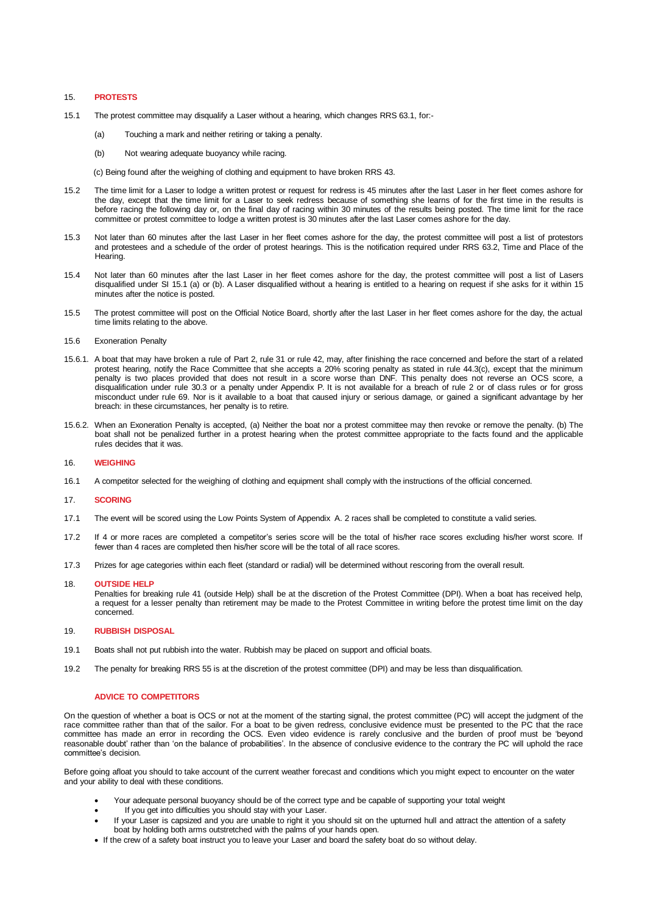## 15. PROTESTS

15.1 The protest committee may disqualify a Laser without a hearing, which changes RRS 63.1, for:-

(a) Touching a mark and neither retiring or taking a penalty.

(b) Not wearing adequate buoyancy while racing.

(c) Being found after the weighing of clothing and equipment to have broken RRS 43.

15.2 The time limit for a Laser to lodge a written protest or request for redress is 45 minutes after the last Laser in her fleet comes ashore for the day, except that the time limit for a Laser to seek redress because of something she learns of for the first time in the results is before racing the following day or, on the final day of racing within 30 minutes of the results being posted. The time limit for the race committee or protest committee to lodge a written protest is 30 minutes after the last Laser comes ashore for the day.

15.3 Not later than 60 minutes after the last Laser in her fleet comes ashore for the day, the protest committee will post a list of protestors and protestees and a schedule of the order of protest hearings. This is the notification required under RRS 63.2, Time and Place of the Hearing.

15.4 Not later than 60 minutes after the last Laser in her fleet comes ashore for the day, the protest committee will post a list of Lasers disqualified under SI 15.1 (a) or (b). A Laser disqualified without a hearing is entitled to a hearing on request if she asks for it within 15 minutes after the notice is posted.

15.5 The protest committee will post on the Official Notice Board, shortly after the last Laser in her fleet comes ashore for the day, the actual time limits relating to the above.

15.6 Exoneration Penalty

15.6.1. A boat that may have broken a rule of Part 2, rule 31 or rule 42, may, after finishing the race concerned and before the start of a related protest hearing, notify the Race Committee that she accepts a 20% scoring penalty as stated in rule 44.3(c), except that the minimum penalty is two places provided that does not result in a score worse than DNF. This penalty does not reverse an OCS score, a disqualification under rule 30.3 or a penalty under Appendix P. It is not available for a breach of rule 2 or of class rules or for gross misconduct under rule 69. Nor is it available to a boat that caused injury or serious damage, or gained a significant advantage by her breach: in these circumstances, her penalty is to retire.

15.6.2. When an Exoneration Penalty is accepted, (a) Neither the boat nor a protest committee may then revoke or remove the penalty. (b) The boat shall not be penalized further in a protest hearing when the protest committee appropriate to the facts found and the applicable rules decides that it was.

## 16. WEIGHING

16.1 A competitor selected for the weighing of clothing and equipment shall comply with the instructions of the official concerned.

## 17. SCORING

17.1 The event will be scored using the Low Points System of Appendix A. 2 races shall be completed to constitute a valid series.

17.2 If 4 or more races are completed a competitor's series score will be the total of his/her race scores excluding his/her worst score. If fewer than 4 races are completed then his/her score will be the total of all race scores.

17.3 Prizes for age categories within each fleet (standard or radial) will be determined without rescoring from the overall result.

## 18. OUTSIDE HELP

Penalties for breaking rule 41 (outside Help) shall be at the discretion of the Protest Committee (DPI). When a boat has received help, a request for a lesser penalty than retirement may be made to the Protest Committee in writing before the protest time limit on the day concerned.

## 19. RUBBISH DISPOSAL

19.1 Boats shall not put rubbish into the water. Rubbish may be placed on support and official boats.

19.2 The penalty for breaking RRS 55 is at the discretion of the protest committee (DPI) and may be less than disqualification.

## ADVICE TO COMPETITORS

On the question of whether a boat is OCS or not at the moment of the starting signal, the protest committee (PC) will accept the judgment of the race committee rather than that of the sailor. For a boat to be given redress, conclusive evidence must be presented to the PC that the race committee has made an error in recording the OCS. Even video evidence is rarely conclusive and the burden of proof must be 'beyond reasonable doubt' rather than 'on the balance of probabilities'. In the absence of conclusive evidence to the contrary the PC will uphold the race committee's decision.

Before going afloat you should to take account of the current weather forecast and conditions which you might expect to encounter on the water and your ability to deal with these conditions.

- Your adequate personal buoyancy should be of the correct type and be capable of supporting your total weight
- If you get into difficulties you should stay with your Laser.
- If your Laser is capsized and you are unable to right it you should sit on the upturned hull and attract the attention of a safety boat by holding both arms outstretched with the palms of your hands open.
- If the crew of a safety boat instruct you to leave your Laser and board the safety boat do so without delay.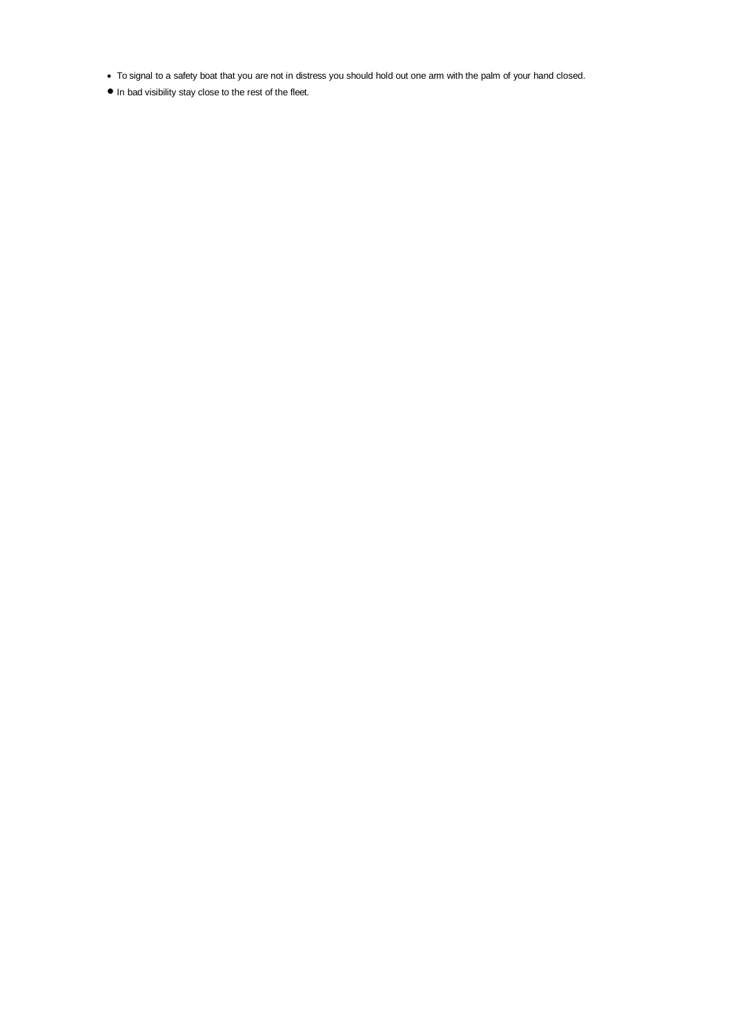- To signal to a safety boat that you are not in distress you should hold out one arm with the palm of your hand closed.
- In bad visibility stay close to the rest of the fleet.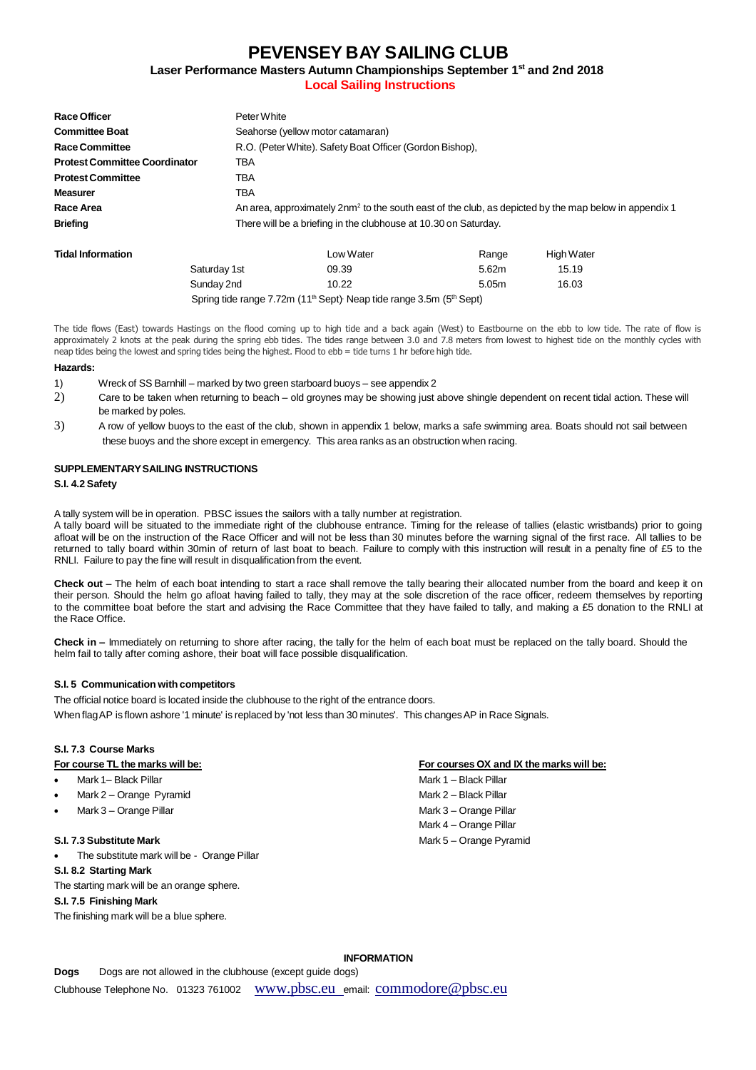# PEVENSEY BAY SAILING CLUB

## Laser Performance Masters Autumn Championships September 1st and 2nd 2018

## Local Sailing Instructions

| | |
|---|---|
| **Race Officer** | Peter White |
| **Committee Boat** | Seahorse (yellow motor catamaran) |
| **Race Committee** | R.O. (Peter White). Safety Boat Officer (Gordon Bishop), |
| **Protest Committee Coordinator** | TBA |
| **Protest Committee** | TBA |
| **Measurer** | TBA |
| **Race Area** | An area, approximately 2nm$^2$ to the south east of the club, as depicted by the map below in appendix 1 |
| **Briefing** | There will be a briefing in the clubhouse at 10.30 on Saturday. |

**Tidal Information**

| | Low Water | Range | High Water |
|---|---|---|---|
| Saturday 1st | 09.39 | 5.62m | 15.19 |
| Sunday 2nd | 10.22 | 5.05m | 16.03 |

Spring tide range 7.72m (11th Sept) Neap tide range 3.5m (5th Sept)

The tide flows (East) towards Hastings on the flood coming up to high tide and a back again (West) to Eastbourne on the ebb to low tide. The rate of flow is approximately 2 knots at the peak during the spring ebb tides. The tides range between 3.0 and 7.8 meters from lowest to highest tide on the monthly cycles with neap tides being the lowest and spring tides being the highest. Flood to ebb = tide turns 1 hr before high tide.

**Hazards:**

1) Wreck of SS Barnhill – marked by two green starboard buoys – see appendix 2
2) Care to be taken when returning to beach – old groynes may be showing just above shingle dependent on recent tidal action. These will be marked by poles.
3) A row of yellow buoys to the east of the club, shown in appendix 1 below, marks a safe swimming area. Boats should not sail between these buoys and the shore except in emergency. This area ranks as an obstruction when racing.

### SUPPLEMENTARY SAILING INSTRUCTIONS

**S.I. 4.2 Safety**

A tally system will be in operation. PBSC issues the sailors with a tally number at registration.

A tally board will be situated to the immediate right of the clubhouse entrance. Timing for the release of tallies (elastic wristbands) prior to going afloat will be on the instruction of the Race Officer and will not be less than 30 minutes before the warning signal of the first race. All tallies to be returned to tally board within 30min of return of last boat to beach. Failure to comply with this instruction will result in a penalty fine of £5 to the RNLI. Failure to pay the fine will result in disqualification from the event.

**Check out** – The helm of each boat intending to start a race shall remove the tally bearing their allocated number from the board and keep it on their person. Should the helm go afloat having failed to tally, they may at the sole discretion of the race officer, redeem themselves by reporting to the committee boat before the start and advising the Race Committee that they have failed to tally, and making a £5 donation to the RNLI at the Race Office.

**Check in –** Immediately on returning to shore after racing, the tally for the helm of each boat must be replaced on the tally board. Should the helm fail to tally after coming ashore, their boat will face possible disqualification.

**S.I. 5 Communication with competitors**

The official notice board is located inside the clubhouse to the right of the entrance doors.

When flag AP is flown ashore '1 minute' is replaced by 'not less than 30 minutes'. This changes AP in Race Signals.

**S.I. 7.3 Course Marks**

**For course TL the marks will be:**

- Mark 1– Black Pillar
- Mark 2 – Orange Pyramid
- Mark 3 – Orange Pillar

**For courses OX and IX the marks will be:**

Mark 1 – Black Pillar
Mark 2 – Black Pillar
Mark 3 – Orange Pillar
Mark 4 – Orange Pillar
Mark 5 – Orange Pyramid

**S.I. 7.3 Substitute Mark**

- The substitute mark will be - Orange Pillar

**S.I. 8.2 Starting Mark**

The starting mark will be an orange sphere.

**S.I. 7.5 Finishing Mark**

The finishing mark will be a blue sphere.

**INFORMATION**

**Dogs** Dogs are not allowed in the clubhouse (except guide dogs)

Clubhouse Telephone No. 01323 761002 www.pbsc.eu email: commodore@pbsc.eu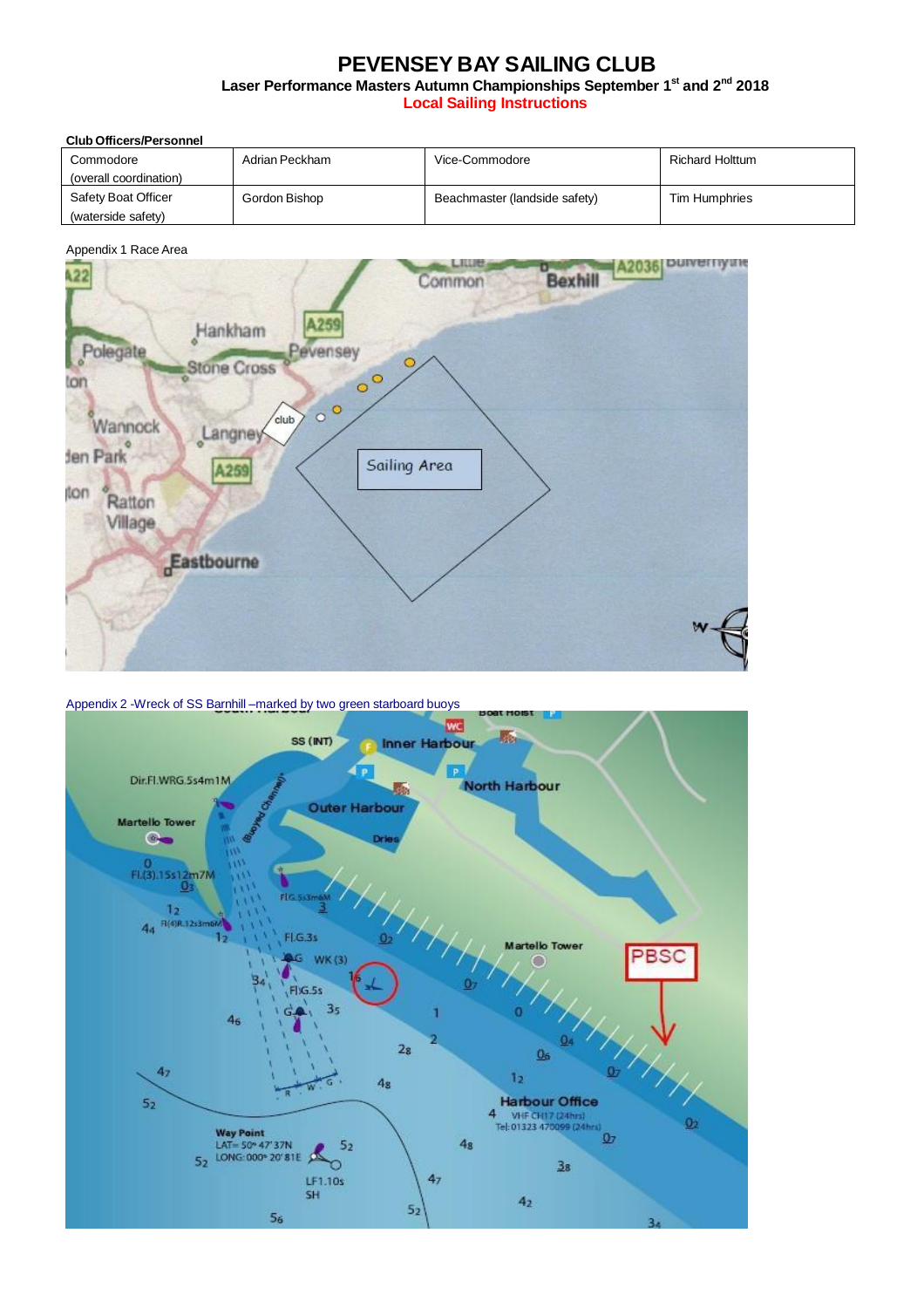# PEVENSEY BAY SAILING CLUB

**Laser Performance Masters Autumn Championships September 1st and 2nd 2018**

**Local Sailing Instructions**

**Club Officers/Personnel**

| | | | |
|---|---|---|---|
| Commodore (overall coordination) | Adrian Peckham | Vice-Commodore | Richard Holttum |
| Safety Boat Officer (waterside safety) | Gordon Bishop | Beachmaster (landside safety) | Tim Humphries |

Appendix 1 Race Area

Sailing Area

club

Appendix 2 -Wreck of SS Barnhill –marked by two green starboard buoys

PBSC